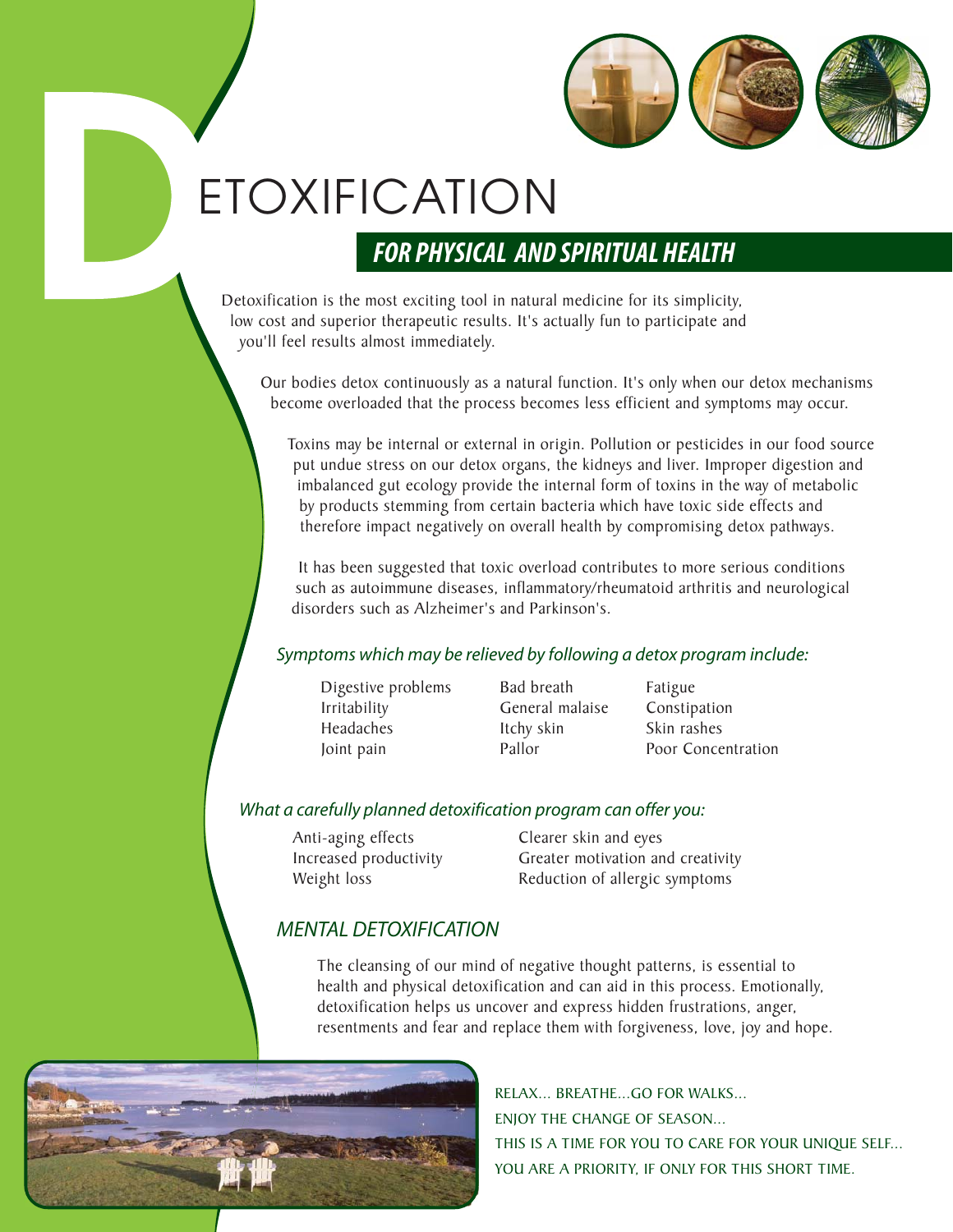# DETOXIFICATION

## FOR PHYSICAL AND SPIRITUAL HEALTH

Detoxification is the most exciting tool in natural medicine for its simplicity, low cost and superior therapeutic results. It's actually fun to participate and you'll feel results almost immediately.

Our bodies detox continuously as a natural function. It's only when our detox mechanisms become overloaded that the process becomes less efficient and symptoms may occur.

Toxins may be internal or external in origin. Pollution or pesticides in our food source put undue stress on our detox organs, the kidneys and liver. Improper digestion and imbalanced gut ecology provide the internal form of toxins in the way of metabolic by products stemming from certain bacteria which have toxic side effects and therefore impact negatively on overall health by compromising detox pathways.

It has been suggested that toxic overload contributes to more serious conditions such as autoimmune diseases, inflammatory/rheumatoid arthritis and neurological disorders such as Alzheimer's and Parkinson's.

*Symptoms which may be relieved by following a detox program include:*

- Digestive problems
- Irritability
- Headaches
- Joint pain
- Bad breath
- General malaise
- Itchy skin
- Pallor
- Fatigue
- Constipation
- Skin rashes
- Poor Concentration

*What a carefully planned detoxification program can offer you:*

- Anti-aging effects
- Increased productivity
- Weight loss
- Clearer skin and eyes
- Greater motivation and creativity
- Reduction of allergic symptoms

### *MENTAL DETOXIFICATION*

The cleansing of our mind of negative thought patterns, is essential to health and physical detoxification and can aid in this process. Emotionally, detoxification helps us uncover and express hidden frustrations, anger, resentments and fear and replace them with forgiveness, love, joy and hope.

RELAX... BREATHE...GO FOR WALKS...
ENJOY THE CHANGE OF SEASON...
THIS IS A TIME FOR YOU TO CARE FOR YOUR UNIQUE SELF...
YOU ARE A PRIORITY, IF ONLY FOR THIS SHORT TIME.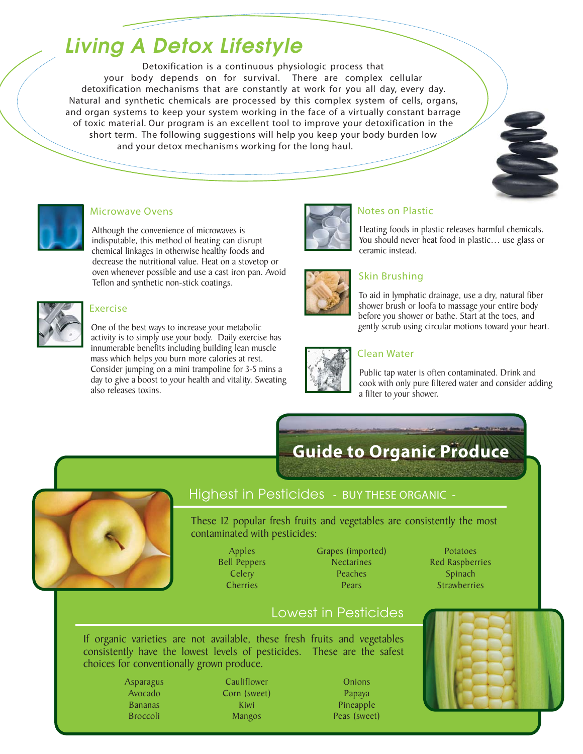# Living A Detox Lifestyle

Detoxification is a continuous physiologic process that your body depends on for survival. There are complex cellular detoxification mechanisms that are constantly at work for you all day, every day. Natural and synthetic chemicals are processed by this complex system of cells, organs, and organ systems to keep your system working in the face of a virtually constant barrage of toxic material. Our program is an excellent tool to improve your detoxification in the short term. The following suggestions will help you keep your body burden low and your detox mechanisms working for the long haul.

### Microwave Ovens

Although the convenience of microwaves is indisputable, this method of heating can disrupt chemical linkages in otherwise healthy foods and decrease the nutritional value. Heat on a stovetop or oven whenever possible and use a cast iron pan. Avoid Teflon and synthetic non-stick coatings.

### Exercise

One of the best ways to increase your metabolic activity is to simply use your body. Daily exercise has innumerable benefits including building lean muscle mass which helps you burn more calories at rest. Consider jumping on a mini trampoline for 3-5 mins a day to give a boost to your health and vitality. Sweating also releases toxins.

### Notes on Plastic

Heating foods in plastic releases harmful chemicals. You should never heat food in plastic… use glass or ceramic instead.

### Skin Brushing

To aid in lymphatic drainage, use a dry, natural fiber shower brush or loofa to massage your entire body before you shower or bathe. Start at the toes, and gently scrub using circular motions toward your heart.

### Clean Water

Public tap water is often contaminated. Drink and cook with only pure filtered water and consider adding a filter to your shower.

## Guide to Organic Produce

### Highest in Pesticides - BUY THESE ORGANIC -

These 12 popular fresh fruits and vegetables are consistently the most contaminated with pesticides:

| | | |
|---|---|---|
| Apples | Grapes (imported) | Potatoes |
| Bell Peppers | Nectarines | Red Raspberries |
| Celery | Peaches | Spinach |
| Cherries | Pears | Strawberries |

### Lowest in Pesticides

If organic varieties are not available, these fresh fruits and vegetables consistently have the lowest levels of pesticides. These are the safest choices for conventionally grown produce.

| | | |
|---|---|---|
| Asparagus | Cauliflower | Onions |
| Avocado | Corn (sweet) | Papaya |
| Bananas | Kiwi | Pineapple |
| Broccoli | Mangos | Peas (sweet) |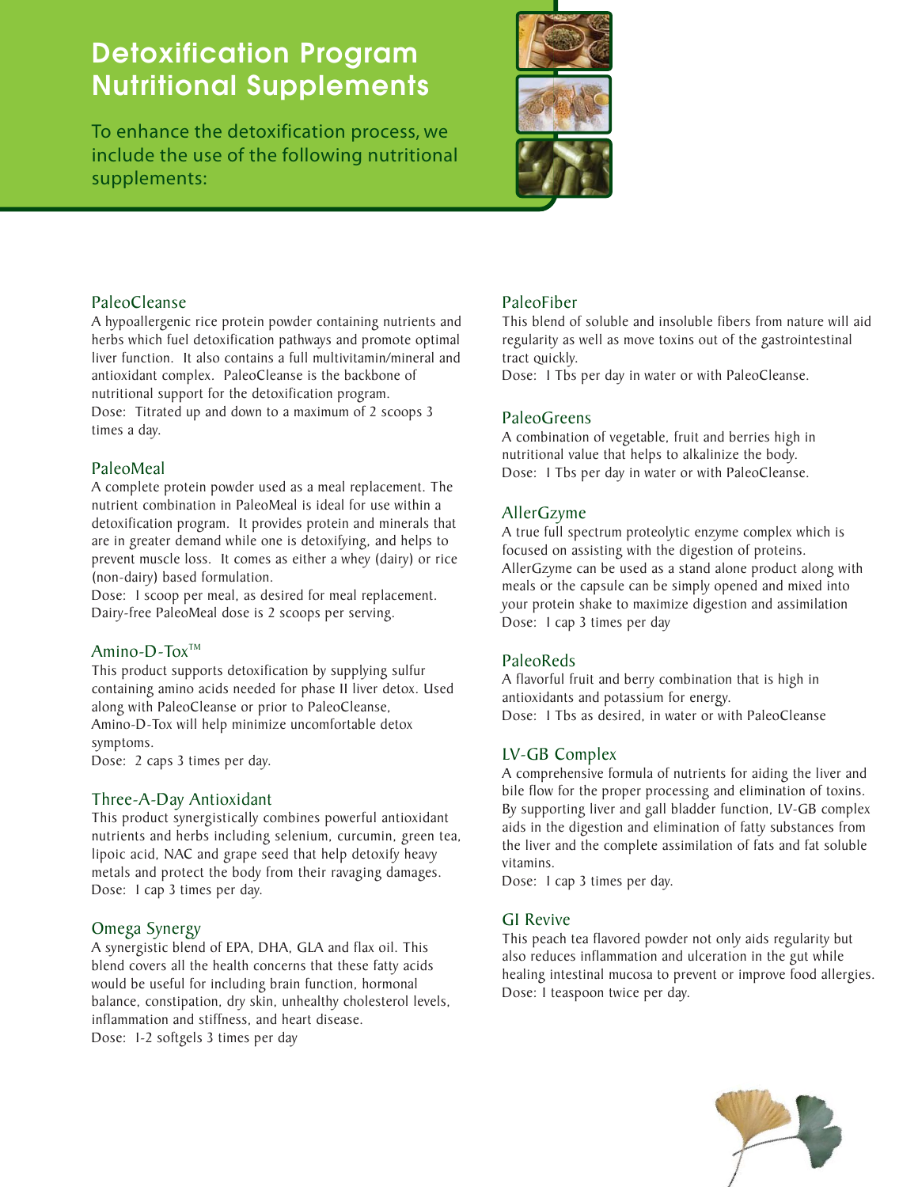# Detoxification Program Nutritional Supplements

To enhance the detoxification process, we include the use of the following nutritional supplements:

### PaleoCleanse

A hypoallergenic rice protein powder containing nutrients and herbs which fuel detoxification pathways and promote optimal liver function. It also contains a full multivitamin/mineral and antioxidant complex. PaleoCleanse is the backbone of nutritional support for the detoxification program.
Dose: Titrated up and down to a maximum of 2 scoops 3 times a day.

### PaleoMeal

A complete protein powder used as a meal replacement. The nutrient combination in PaleoMeal is ideal for use within a detoxification program. It provides protein and minerals that are in greater demand while one is detoxifying, and helps to prevent muscle loss. It comes as either a whey (dairy) or rice (non-dairy) based formulation.
Dose: 1 scoop per meal, as desired for meal replacement. Dairy-free PaleoMeal dose is 2 scoops per serving.

### Amino-D-Tox™

This product supports detoxification by supplying sulfur containing amino acids needed for phase II liver detox. Used along with PaleoCleanse or prior to PaleoCleanse, Amino-D-Tox will help minimize uncomfortable detox symptoms.
Dose: 2 caps 3 times per day.

### Three-A-Day Antioxidant

This product synergistically combines powerful antioxidant nutrients and herbs including selenium, curcumin, green tea, lipoic acid, NAC and grape seed that help detoxify heavy metals and protect the body from their ravaging damages.
Dose: 1 cap 3 times per day.

### Omega Synergy

A synergistic blend of EPA, DHA, GLA and flax oil. This blend covers all the health concerns that these fatty acids would be useful for including brain function, hormonal balance, constipation, dry skin, unhealthy cholesterol levels, inflammation and stiffness, and heart disease.
Dose: 1-2 softgels 3 times per day

### PaleoFiber

This blend of soluble and insoluble fibers from nature will aid regularity as well as move toxins out of the gastrointestinal tract quickly.
Dose: 1 Tbs per day in water or with PaleoCleanse.

### PaleoGreens

A combination of vegetable, fruit and berries high in nutritional value that helps to alkalinize the body.
Dose: 1 Tbs per day in water or with PaleoCleanse.

### AllerGzyme

A true full spectrum proteolytic enzyme complex which is focused on assisting with the digestion of proteins. AllerGzyme can be used as a stand alone product along with meals or the capsule can be simply opened and mixed into your protein shake to maximize digestion and assimilation
Dose: 1 cap 3 times per day

### PaleoReds

A flavorful fruit and berry combination that is high in antioxidants and potassium for energy.
Dose: 1 Tbs as desired, in water or with PaleoCleanse

### LV-GB Complex

A comprehensive formula of nutrients for aiding the liver and bile flow for the proper processing and elimination of toxins. By supporting liver and gall bladder function, LV-GB complex aids in the digestion and elimination of fatty substances from the liver and the complete assimilation of fats and fat soluble vitamins.
Dose: 1 cap 3 times per day.

### GI Revive

This peach tea flavored powder not only aids regularity but also reduces inflammation and ulceration in the gut while healing intestinal mucosa to prevent or improve food allergies.
Dose: 1 teaspoon twice per day.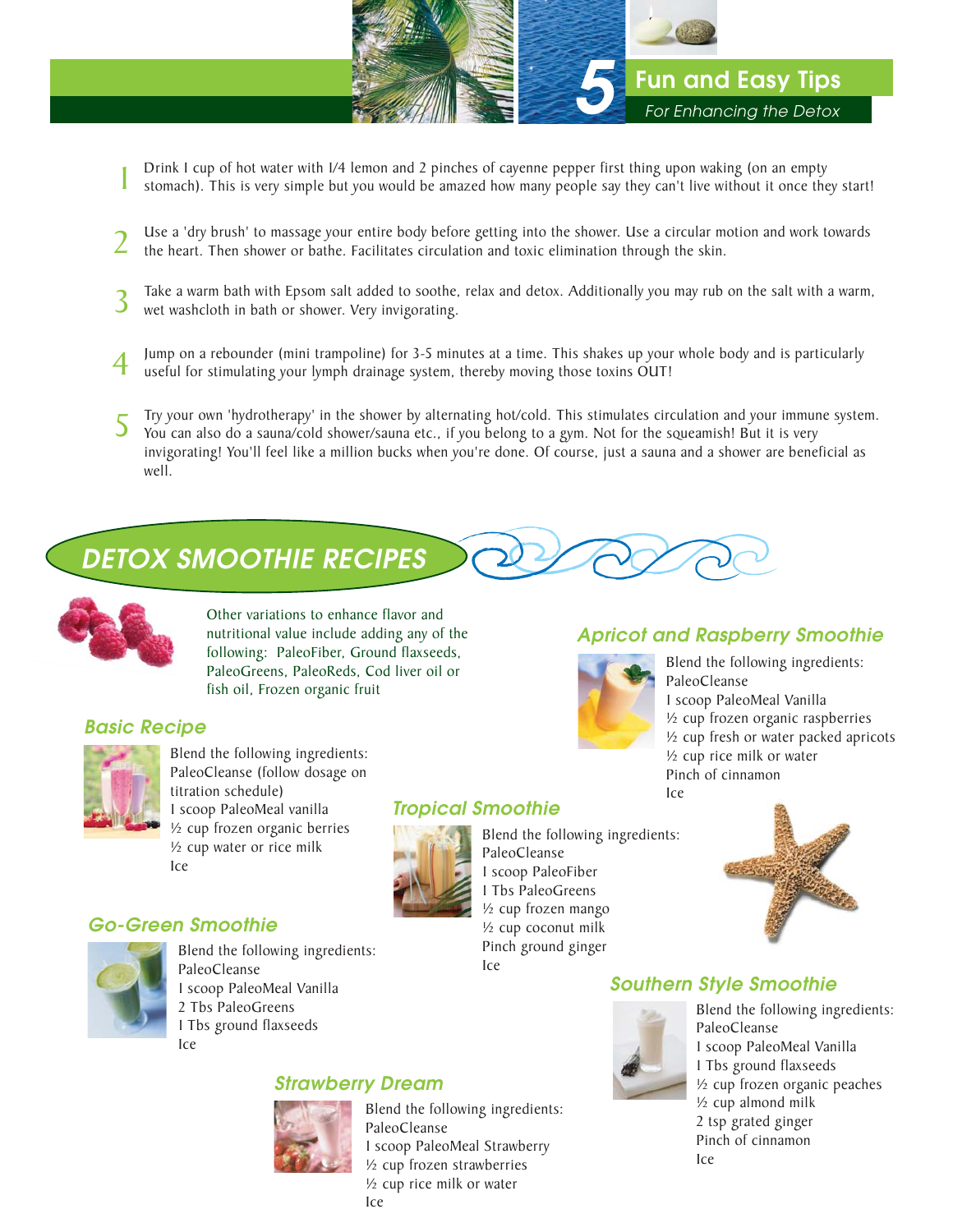# 5 Fun and Easy Tips

*For Enhancing the Detox*

1. Drink 1 cup of hot water with 1/4 lemon and 2 pinches of cayenne pepper first thing upon waking (on an empty stomach). This is very simple but you would be amazed how many people say they can't live without it once they start!

2. Use a 'dry brush' to massage your entire body before getting into the shower. Use a circular motion and work towards the heart. Then shower or bathe. Facilitates circulation and toxic elimination through the skin.

3. Take a warm bath with Epsom salt added to soothe, relax and detox. Additionally you may rub on the salt with a warm, wet washcloth in bath or shower. Very invigorating.

4. Jump on a rebounder (mini trampoline) for 3-5 minutes at a time. This shakes up your whole body and is particularly useful for stimulating your lymph drainage system, thereby moving those toxins OUT!

5. Try your own 'hydrotherapy' in the shower by alternating hot/cold. This stimulates circulation and your immune system. You can also do a sauna/cold shower/sauna etc., if you belong to a gym. Not for the squeamish! But it is very invigorating! You'll feel like a million bucks when you're done. Of course, just a sauna and a shower are beneficial as well.

## DETOX SMOOTHIE RECIPES

Other variations to enhance flavor and nutritional value include adding any of the following: PaleoFiber, Ground flaxseeds, PaleoGreens, PaleoReds, Cod liver oil or fish oil, Frozen organic fruit

### Basic Recipe

Blend the following ingredients:
PaleoCleanse (follow dosage on titration schedule)
1 scoop PaleoMeal vanilla
½ cup frozen organic berries
½ cup water or rice milk
Ice

### Go-Green Smoothie

Blend the following ingredients:
PaleoCleanse
1 scoop PaleoMeal Vanilla
2 Tbs PaleoGreens
1 Tbs ground flaxseeds
Ice

### Tropical Smoothie

Blend the following ingredients:
PaleoCleanse
1 scoop PaleoFiber
1 Tbs PaleoGreens
½ cup frozen mango
½ cup coconut milk
Pinch ground ginger
Ice

### Strawberry Dream

Blend the following ingredients:
PaleoCleanse
1 scoop PaleoMeal Strawberry
½ cup frozen strawberries
½ cup rice milk or water
Ice

### Apricot and Raspberry Smoothie

Blend the following ingredients:
PaleoCleanse
1 scoop PaleoMeal Vanilla
½ cup frozen organic raspberries
½ cup fresh or water packed apricots
½ cup rice milk or water
Pinch of cinnamon
Ice

### Southern Style Smoothie

Blend the following ingredients:
PaleoCleanse
1 scoop PaleoMeal Vanilla
1 Tbs ground flaxseeds
½ cup frozen organic peaches
½ cup almond milk
2 tsp grated ginger
Pinch of cinnamon
Ice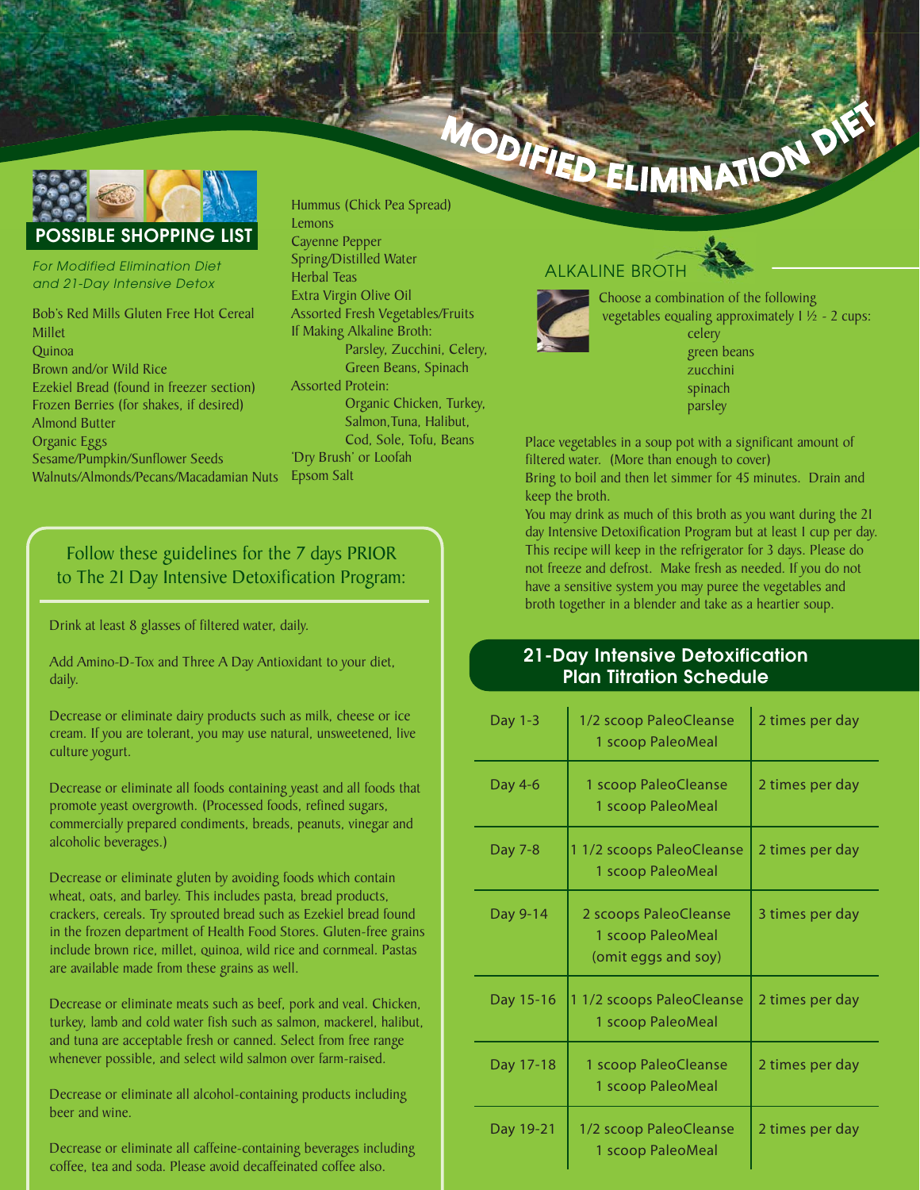# MODIFIED ELIMINATION DIET

## POSSIBLE SHOPPING LIST

*For Modified Elimination Diet and 21-Day Intensive Detox*

Bob's Red Mills Gluten Free Hot Cereal
Millet
Quinoa
Brown and/or Wild Rice
Ezekiel Bread (found in freezer section)
Frozen Berries (for shakes, if desired)
Almond Butter
Organic Eggs
Sesame/Pumpkin/Sunflower Seeds
Walnuts/Almonds/Pecans/Macadamian Nuts
Hummus (Chick Pea Spread)
Lemons
Cayenne Pepper
Spring/Distilled Water
Herbal Teas
Extra Virgin Olive Oil
Assorted Fresh Vegetables/Fruits
If Making Alkaline Broth:
  Parsley, Zucchini, Celery, Green Beans, Spinach
Assorted Protein:
  Organic Chicken, Turkey, Salmon, Tuna, Halibut, Cod, Sole, Tofu, Beans
'Dry Brush' or Loofah
Epsom Salt

## Follow these guidelines for the 7 days PRIOR to The 21 Day Intensive Detoxification Program:

Drink at least 8 glasses of filtered water, daily.

Add Amino-D-Tox and Three A Day Antioxidant to your diet, daily.

Decrease or eliminate dairy products such as milk, cheese or ice cream. If you are tolerant, you may use natural, unsweetened, live culture yogurt.

Decrease or eliminate all foods containing yeast and all foods that promote yeast overgrowth. (Processed foods, refined sugars, commercially prepared condiments, breads, peanuts, vinegar and alcoholic beverages.)

Decrease or eliminate gluten by avoiding foods which contain wheat, oats, and barley. This includes pasta, bread products, crackers, cereals. Try sprouted bread such as Ezekiel bread found in the frozen department of Health Food Stores. Gluten-free grains include brown rice, millet, quinoa, wild rice and cornmeal. Pastas are available made from these grains as well.

Decrease or eliminate meats such as beef, pork and veal. Chicken, turkey, lamb and cold water fish such as salmon, mackerel, halibut, and tuna are acceptable fresh or canned. Select from free range whenever possible, and select wild salmon over farm-raised.

Decrease or eliminate all alcohol-containing products including beer and wine.

Decrease or eliminate all caffeine-containing beverages including coffee, tea and soda. Please avoid decaffeinated coffee also.

## ALKALINE BROTH

Choose a combination of the following vegetables equaling approximately 1 ½ - 2 cups:

- celery
- green beans
- zucchini
- spinach
- parsley

Place vegetables in a soup pot with a significant amount of filtered water. (More than enough to cover)
Bring to boil and then let simmer for 45 minutes. Drain and keep the broth.
You may drink as much of this broth as you want during the 21 day Intensive Detoxification Program but at least 1 cup per day. This recipe will keep in the refrigerator for 3 days. Please do not freeze and defrost. Make fresh as needed. If you do not have a sensitive system you may puree the vegetables and broth together in a blender and take as a heartier soup.

## 21-Day Intensive Detoxification Plan Titration Schedule

| Day | Dose | Frequency |
|---|---|---|
| Day 1-3 | 1/2 scoop PaleoCleanse<br>1 scoop PaleoMeal | 2 times per day |
| Day 4-6 | 1 scoop PaleoCleanse<br>1 scoop PaleoMeal | 2 times per day |
| Day 7-8 | 1 1/2 scoops PaleoCleanse<br>1 scoop PaleoMeal | 2 times per day |
| Day 9-14 | 2 scoops PaleoCleanse<br>1 scoop PaleoMeal<br>(omit eggs and soy) | 3 times per day |
| Day 15-16 | 1 1/2 scoops PaleoCleanse<br>1 scoop PaleoMeal | 2 times per day |
| Day 17-18 | 1 scoop PaleoCleanse<br>1 scoop PaleoMeal | 2 times per day |
| Day 19-21 | 1/2 scoop PaleoCleanse<br>1 scoop PaleoMeal | 2 times per day |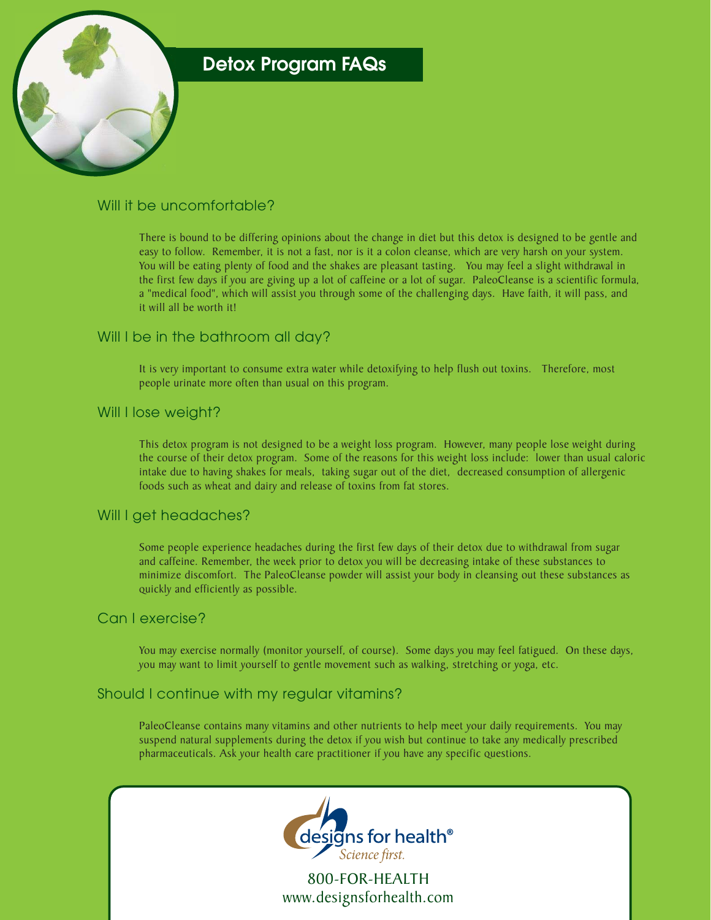# Detox Program FAQs

## Will it be uncomfortable?

There is bound to be differing opinions about the change in diet but this detox is designed to be gentle and easy to follow. Remember, it is not a fast, nor is it a colon cleanse, which are very harsh on your system. You will be eating plenty of food and the shakes are pleasant tasting. You may feel a slight withdrawal in the first few days if you are giving up a lot of caffeine or a lot of sugar. PaleoCleanse is a scientific formula, a "medical food", which will assist you through some of the challenging days. Have faith, it will pass, and it will all be worth it!

## Will I be in the bathroom all day?

It is very important to consume extra water while detoxifying to help flush out toxins. Therefore, most people urinate more often than usual on this program.

## Will I lose weight?

This detox program is not designed to be a weight loss program. However, many people lose weight during the course of their detox program. Some of the reasons for this weight loss include: lower than usual caloric intake due to having shakes for meals, taking sugar out of the diet, decreased consumption of allergenic foods such as wheat and dairy and release of toxins from fat stores.

## Will I get headaches?

Some people experience headaches during the first few days of their detox due to withdrawal from sugar and caffeine. Remember, the week prior to detox you will be decreasing intake of these substances to minimize discomfort. The PaleoCleanse powder will assist your body in cleansing out these substances as quickly and efficiently as possible.

## Can I exercise?

You may exercise normally (monitor yourself, of course). Some days you may feel fatigued. On these days, you may want to limit yourself to gentle movement such as walking, stretching or yoga, etc.

## Should I continue with my regular vitamins?

PaleoCleanse contains many vitamins and other nutrients to help meet your daily requirements. You may suspend natural supplements during the detox if you wish but continue to take any medically prescribed pharmaceuticals. Ask your health care practitioner if you have any specific questions.

designs for health®
*Science first.*

800-FOR-HEALTH
www.designsforhealth.com